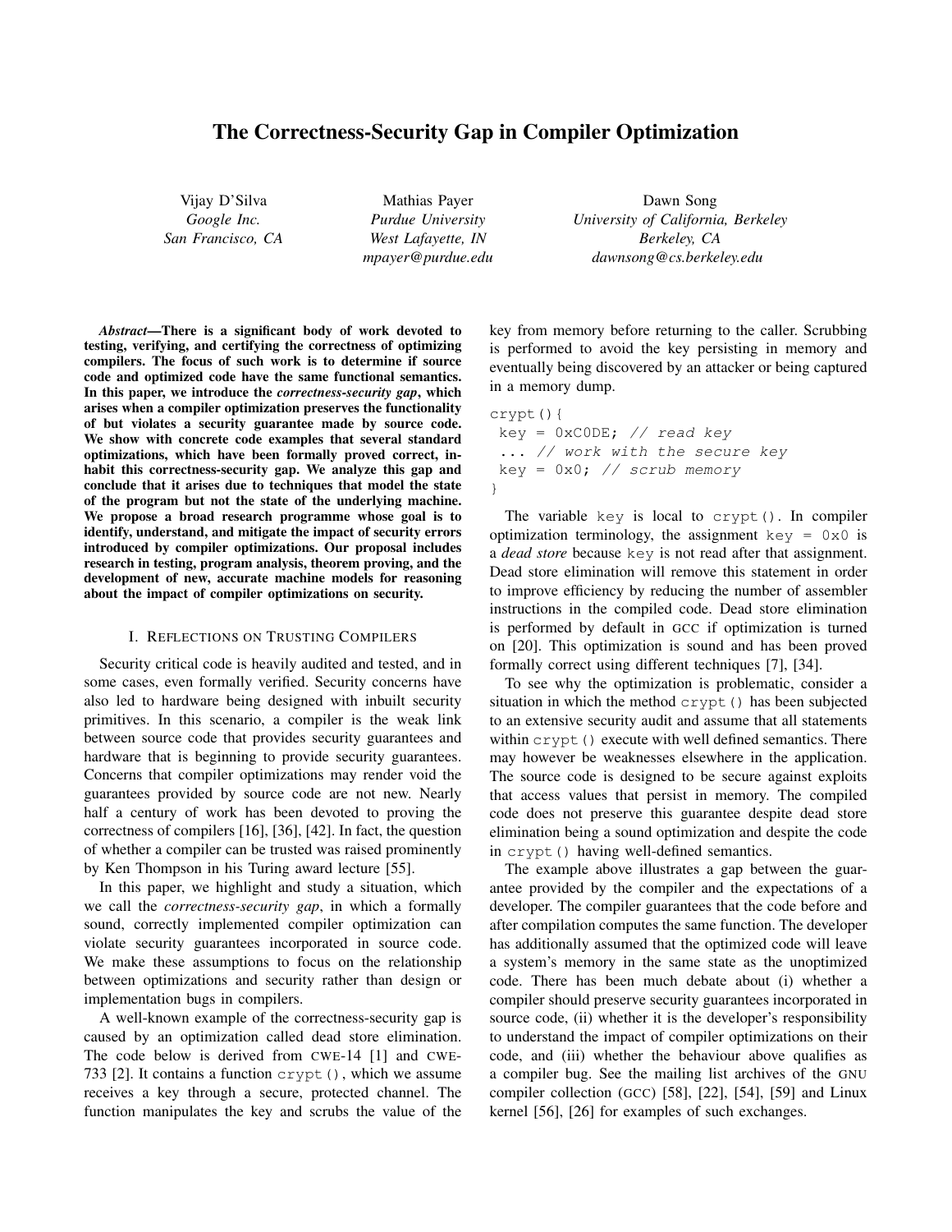# The Correctness-Security Gap in Compiler Optimization

Vijay D'Silva
*Google Inc.*
*San Francisco, CA*

Mathias Payer
*Purdue University*
*West Lafayette, IN*
*mpayer@purdue.edu*

Dawn Song
*University of California, Berkeley*
*Berkeley, CA*
*dawnsong@cs.berkeley.edu*

***Abstract*—There is a significant body of work devoted to testing, verifying, and certifying the correctness of optimizing compilers. The focus of such work is to determine if source code and optimized code have the same functional semantics. In this paper, we introduce the *correctness-security gap*, which arises when a compiler optimization preserves the functionality of but violates a security guarantee made by source code. We show with concrete code examples that several standard optimizations, which have been formally proved correct, inhabit this correctness-security gap. We analyze this gap and conclude that it arises due to techniques that model the state of the program but not the state of the underlying machine. We propose a broad research programme whose goal is to identify, understand, and mitigate the impact of security errors introduced by compiler optimizations. Our proposal includes research in testing, program analysis, theorem proving, and the development of new, accurate machine models for reasoning about the impact of compiler optimizations on security.**

## I. Reflections on Trusting Compilers

Security critical code is heavily audited and tested, and in some cases, even formally verified. Security concerns have also led to hardware being designed with inbuilt security primitives. In this scenario, a compiler is the weak link between source code that provides security guarantees and hardware that is beginning to provide security guarantees. Concerns that compiler optimizations may render void the guarantees provided by source code are not new. Nearly half a century of work has been devoted to proving the correctness of compilers [16], [36], [42]. In fact, the question of whether a compiler can be trusted was raised prominently by Ken Thompson in his Turing award lecture [55].

In this paper, we highlight and study a situation, which we call the *correctness-security gap*, in which a formally sound, correctly implemented compiler optimization can violate security guarantees incorporated in source code. We make these assumptions to focus on the relationship between optimizations and security rather than design or implementation bugs in compilers.

A well-known example of the correctness-security gap is caused by an optimization called dead store elimination. The code below is derived from CWE-14 [1] and CWE-733 [2]. It contains a function `crypt()`, which we assume receives a key through a secure, protected channel. The function manipulates the key and scrubs the value of the key from memory before returning to the caller. Scrubbing is performed to avoid the key persisting in memory and eventually being discovered by an attacker or being captured in a memory dump.

```
crypt(){
 key = 0xC0DE; // read key
 ... // work with the secure key
 key = 0x0; // scrub memory
}
```

The variable `key` is local to `crypt()`. In compiler optimization terminology, the assignment `key = 0x0` is a *dead store* because `key` is not read after that assignment. Dead store elimination will remove this statement in order to improve efficiency by reducing the number of assembler instructions in the compiled code. Dead store elimination is performed by default in GCC if optimization is turned on [20]. This optimization is sound and has been proved formally correct using different techniques [7], [34].

To see why the optimization is problematic, consider a situation in which the method `crypt()` has been subjected to an extensive security audit and assume that all statements within `crypt()` execute with well defined semantics. There may however be weaknesses elsewhere in the application. The source code is designed to be secure against exploits that access values that persist in memory. The compiled code does not preserve this guarantee despite dead store elimination being a sound optimization and despite the code in `crypt()` having well-defined semantics.

The example above illustrates a gap between the guarantee provided by the compiler and the expectations of a developer. The compiler guarantees that the code before and after compilation computes the same function. The developer has additionally assumed that the optimized code will leave a system's memory in the same state as the unoptimized code. There has been much debate about (i) whether a compiler should preserve security guarantees incorporated in source code, (ii) whether it is the developer's responsibility to understand the impact of compiler optimizations on their code, and (iii) whether the behaviour above qualifies as a compiler bug. See the mailing list archives of the GNU compiler collection (GCC) [58], [22], [54], [59] and Linux kernel [56], [26] for examples of such exchanges.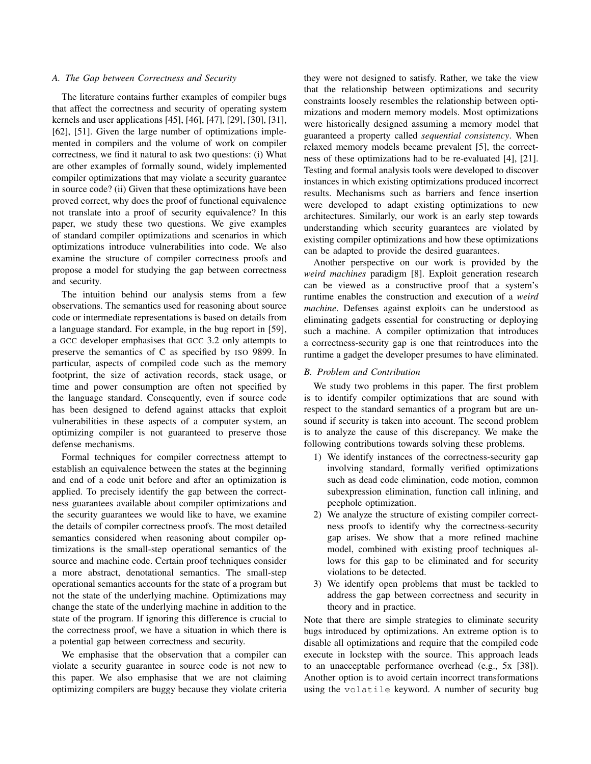### A. The Gap between Correctness and Security

The literature contains further examples of compiler bugs that affect the correctness and security of operating system kernels and user applications [45], [46], [47], [29], [30], [31], [62], [51]. Given the large number of optimizations implemented in compilers and the volume of work on compiler correctness, we find it natural to ask two questions: (i) What are other examples of formally sound, widely implemented compiler optimizations that may violate a security guarantee in source code? (ii) Given that these optimizations have been proved correct, why does the proof of functional equivalence not translate into a proof of security equivalence? In this paper, we study these two questions. We give examples of standard compiler optimizations and scenarios in which optimizations introduce vulnerabilities into code. We also examine the structure of compiler correctness proofs and propose a model for studying the gap between correctness and security.

The intuition behind our analysis stems from a few observations. The semantics used for reasoning about source code or intermediate representations is based on details from a language standard. For example, in the bug report in [59], a GCC developer emphasises that GCC 3.2 only attempts to preserve the semantics of C as specified by ISO 9899. In particular, aspects of compiled code such as the memory footprint, the size of activation records, stack usage, or time and power consumption are often not specified by the language standard. Consequently, even if source code has been designed to defend against attacks that exploit vulnerabilities in these aspects of a computer system, an optimizing compiler is not guaranteed to preserve those defense mechanisms.

Formal techniques for compiler correctness attempt to establish an equivalence between the states at the beginning and end of a code unit before and after an optimization is applied. To precisely identify the gap between the correctness guarantees available about compiler optimizations and the security guarantees we would like to have, we examine the details of compiler correctness proofs. The most detailed semantics considered when reasoning about compiler optimizations is the small-step operational semantics of the source and machine code. Certain proof techniques consider a more abstract, denotational semantics. The small-step operational semantics accounts for the state of a program but not the state of the underlying machine. Optimizations may change the state of the underlying machine in addition to the state of the program. If ignoring this difference is crucial to the correctness proof, we have a situation in which there is a potential gap between correctness and security.

We emphasise that the observation that a compiler can violate a security guarantee in source code is not new to this paper. We also emphasise that we are not claiming optimizing compilers are buggy because they violate criteria they were not designed to satisfy. Rather, we take the view that the relationship between optimizations and security constraints loosely resembles the relationship between optimizations and modern memory models. Most optimizations were historically designed assuming a memory model that guaranteed a property called *sequential consistency*. When relaxed memory models became prevalent [5], the correctness of these optimizations had to be re-evaluated [4], [21]. Testing and formal analysis tools were developed to discover instances in which existing optimizations produced incorrect results. Mechanisms such as barriers and fence insertion were developed to adapt existing optimizations to new architectures. Similarly, our work is an early step towards understanding which security guarantees are violated by existing compiler optimizations and how these optimizations can be adapted to provide the desired guarantees.

Another perspective on our work is provided by the *weird machines* paradigm [8]. Exploit generation research can be viewed as a constructive proof that a system's runtime enables the construction and execution of a *weird machine*. Defenses against exploits can be understood as eliminating gadgets essential for constructing or deploying such a machine. A compiler optimization that introduces a correctness-security gap is one that reintroduces into the runtime a gadget the developer presumes to have eliminated.

### B. Problem and Contribution

We study two problems in this paper. The first problem is to identify compiler optimizations that are sound with respect to the standard semantics of a program but are unsound if security is taken into account. The second problem is to analyze the cause of this discrepancy. We make the following contributions towards solving these problems.

1) We identify instances of the correctness-security gap involving standard, formally verified optimizations such as dead code elimination, code motion, common subexpression elimination, function call inlining, and peephole optimization.
2) We analyze the structure of existing compiler correctness proofs to identify why the correctness-security gap arises. We show that a more refined machine model, combined with existing proof techniques allows for this gap to be eliminated and for security violations to be detected.
3) We identify open problems that must be tackled to address the gap between correctness and security in theory and in practice.

Note that there are simple strategies to eliminate security bugs introduced by optimizations. An extreme option is to disable all optimizations and require that the compiled code execute in lockstep with the source. This approach leads to an unacceptable performance overhead (e.g., 5x [38]). Another option is to avoid certain incorrect transformations using the `volatile` keyword. A number of security bug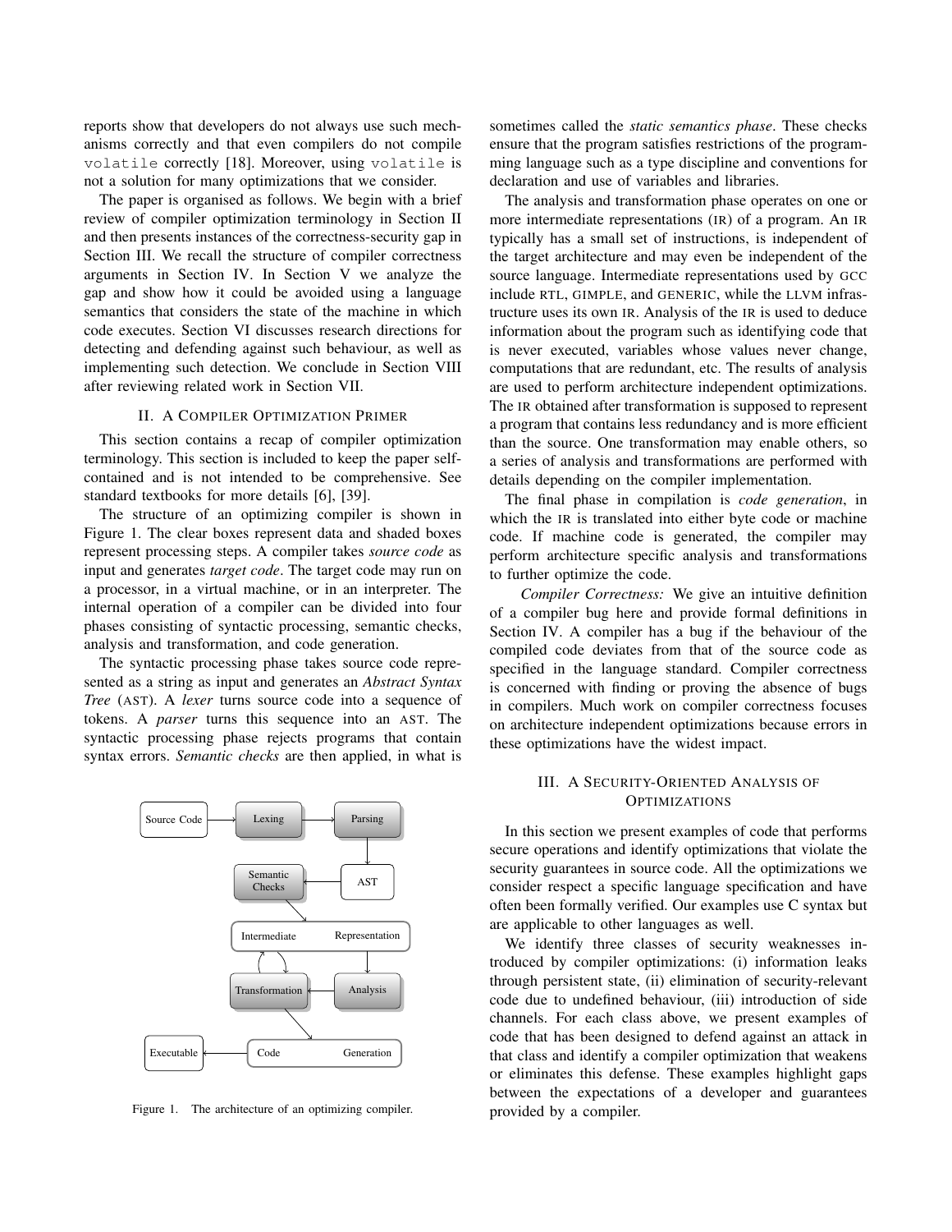reports show that developers do not always use such mechanisms correctly and that even compilers do not compile `volatile` correctly [18]. Moreover, using `volatile` is not a solution for many optimizations that we consider.

The paper is organised as follows. We begin with a brief review of compiler optimization terminology in Section II and then presents instances of the correctness-security gap in Section III. We recall the structure of compiler correctness arguments in Section IV. In Section V we analyze the gap and show how it could be avoided using a language semantics that considers the state of the machine in which code executes. Section VI discusses research directions for detecting and defending against such behaviour, as well as implementing such detection. We conclude in Section VIII after reviewing related work in Section VII.

## II. A Compiler Optimization Primer

This section contains a recap of compiler optimization terminology. This section is included to keep the paper self-contained and is not intended to be comprehensive. See standard textbooks for more details [6], [39].

The structure of an optimizing compiler is shown in Figure 1. The clear boxes represent data and shaded boxes represent processing steps. A compiler takes *source code* as input and generates *target code*. The target code may run on a processor, in a virtual machine, or in an interpreter. The internal operation of a compiler can be divided into four phases consisting of syntactic processing, semantic checks, analysis and transformation, and code generation.

The syntactic processing phase takes source code represented as a string as input and generates an *Abstract Syntax Tree* (AST). A *lexer* turns source code into a sequence of tokens. A *parser* turns this sequence into an AST. The syntactic processing phase rejects programs that contain syntax errors. *Semantic checks* are then applied, in what is sometimes called the *static semantics phase*. These checks ensure that the program satisfies restrictions of the programming language such as a type discipline and conventions for declaration and use of variables and libraries.

Figure 1. The architecture of an optimizing compiler.

The analysis and transformation phase operates on one or more intermediate representations (IR) of a program. An IR typically has a small set of instructions, is independent of the target architecture and may even be independent of the source language. Intermediate representations used by GCC include RTL, GIMPLE, and GENERIC, while the LLVM infrastructure uses its own IR. Analysis of the IR is used to deduce information about the program such as identifying code that is never executed, variables whose values never change, computations that are redundant, etc. The results of analysis are used to perform architecture independent optimizations. The IR obtained after transformation is supposed to represent a program that contains less redundancy and is more efficient than the source. One transformation may enable others, so a series of analysis and transformations are performed with details depending on the compiler implementation.

The final phase in compilation is *code generation*, in which the IR is translated into either byte code or machine code. If machine code is generated, the compiler may perform architecture specific analysis and transformations to further optimize the code.

*Compiler Correctness:* We give an intuitive definition of a compiler bug here and provide formal definitions in Section IV. A compiler has a bug if the behaviour of the compiled code deviates from that of the source code as specified in the language standard. Compiler correctness is concerned with finding or proving the absence of bugs in compilers. Much work on compiler correctness focuses on architecture independent optimizations because errors in these optimizations have the widest impact.

## III. A Security-Oriented Analysis of Optimizations

In this section we present examples of code that performs secure operations and identify optimizations that violate the security guarantees in source code. All the optimizations we consider respect a specific language specification and have often been formally verified. Our examples use C syntax but are applicable to other languages as well.

We identify three classes of security weaknesses introduced by compiler optimizations: (i) information leaks through persistent state, (ii) elimination of security-relevant code due to undefined behaviour, (iii) introduction of side channels. For each class above, we present examples of code that has been designed to defend against an attack in that class and identify a compiler optimization that weakens or eliminates this defense. These examples highlight gaps between the expectations of a developer and guarantees provided by a compiler.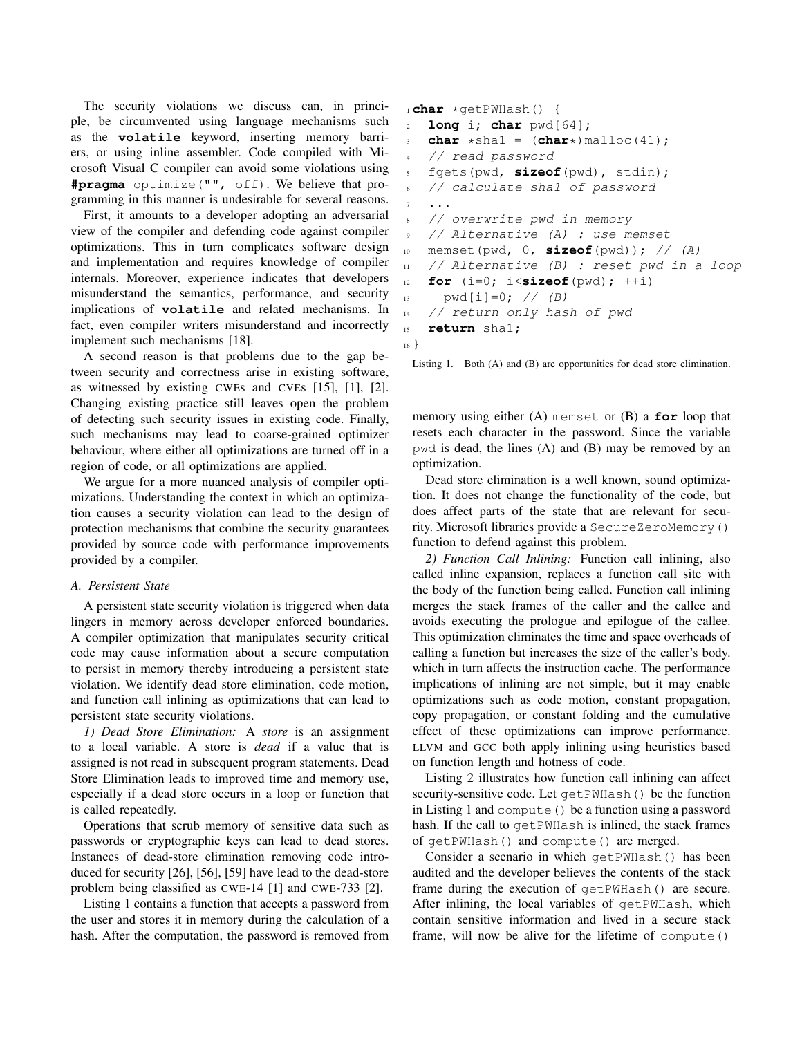The security violations we discuss can, in principle, be circumvented using language mechanisms such as the **volatile** keyword, inserting memory barriers, or using inline assembler. Code compiled with Microsoft Visual C compiler can avoid some violations using `#pragma optimize("", off)`. We believe that programming in this manner is undesirable for several reasons.

First, it amounts to a developer adopting an adversarial view of the compiler and defending code against compiler optimizations. This in turn complicates software design and implementation and requires knowledge of compiler internals. Moreover, experience indicates that developers misunderstand the semantics, performance, and security implications of **volatile** and related mechanisms. In fact, even compiler writers misunderstand and incorrectly implement such mechanisms [18].

A second reason is that problems due to the gap between security and correctness arise in existing software, as witnessed by existing CWEs and CVEs [15], [1], [2]. Changing existing practice still leaves open the problem of detecting such security issues in existing code. Finally, such mechanisms may lead to coarse-grained optimizer behaviour, where either all optimizations are turned off in a region of code, or all optimizations are applied.

We argue for a more nuanced analysis of compiler optimizations. Understanding the context in which an optimization causes a security violation can lead to the design of protection mechanisms that combine the security guarantees provided by source code with performance improvements provided by a compiler.

### A. Persistent State

A persistent state security violation is triggered when data lingers in memory across developer enforced boundaries. A compiler optimization that manipulates security critical code may cause information about a secure computation to persist in memory thereby introducing a persistent state violation. We identify dead store elimination, code motion, and function call inlining as optimizations that can lead to persistent state security violations.

*1) Dead Store Elimination:* A *store* is an assignment to a local variable. A store is *dead* if a value that is assigned is not read in subsequent program statements. Dead Store Elimination leads to improved time and memory use, especially if a dead store occurs in a loop or function that is called repeatedly.

Operations that scrub memory of sensitive data such as passwords or cryptographic keys can lead to dead stores. Instances of dead-store elimination removing code introduced for security [26], [56], [59] have lead to the dead-store problem being classified as CWE-14 [1] and CWE-733 [2].

Listing 1 contains a function that accepts a password from the user and stores it in memory during the calculation of a hash. After the computation, the password is removed from memory using either (A) `memset` or (B) a **for** loop that resets each character in the password. Since the variable `pwd` is dead, the lines (A) and (B) may be removed by an optimization.

```
1  char *getPWHash() {
2    long i; char pwd[64];
3    char *sha1 = (char*)malloc(41);
4    // read password
5    fgets(pwd, sizeof(pwd), stdin);
6    // calculate sha1 of password
7    ...
8    // overwrite pwd in memory
9    // Alternative (A) : use memset
10   memset(pwd, 0, sizeof(pwd)); // (A)
11   // Alternative (B) : reset pwd in a loop
12   for (i=0; i<sizeof(pwd); ++i)
13     pwd[i]=0; // (B)
14   // return only hash of pwd
15   return sha1;
16 }
```

Listing 1. Both (A) and (B) are opportunities for dead store elimination.

Dead store elimination is a well known, sound optimization. It does not change the functionality of the code, but does affect parts of the state that are relevant for security. Microsoft libraries provide a `SecureZeroMemory()` function to defend against this problem.

*2) Function Call Inlining:* Function call inlining, also called inline expansion, replaces a function call site with the body of the function being called. Function call inlining merges the stack frames of the caller and the callee and avoids executing the prologue and epilogue of the callee. This optimization eliminates the time and space overheads of calling a function but increases the size of the caller's body. which in turn affects the instruction cache. The performance implications of inlining are not simple, but it may enable optimizations such as code motion, constant propagation, copy propagation, or constant folding and the cumulative effect of these optimizations can improve performance. LLVM and GCC both apply inlining using heuristics based on function length and hotness of code.

Listing 2 illustrates how function call inlining can affect security-sensitive code. Let `getPWHash()` be the function in Listing 1 and `compute()` be a function using a password hash. If the call to `getPWHash` is inlined, the stack frames of `getPWHash()` and `compute()` are merged.

Consider a scenario in which `getPWHash()` has been audited and the developer believes the contents of the stack frame during the execution of `getPWHash()` are secure. After inlining, the local variables of `getPWHash`, which contain sensitive information and lived in a secure stack frame, will now be alive for the lifetime of `compute()`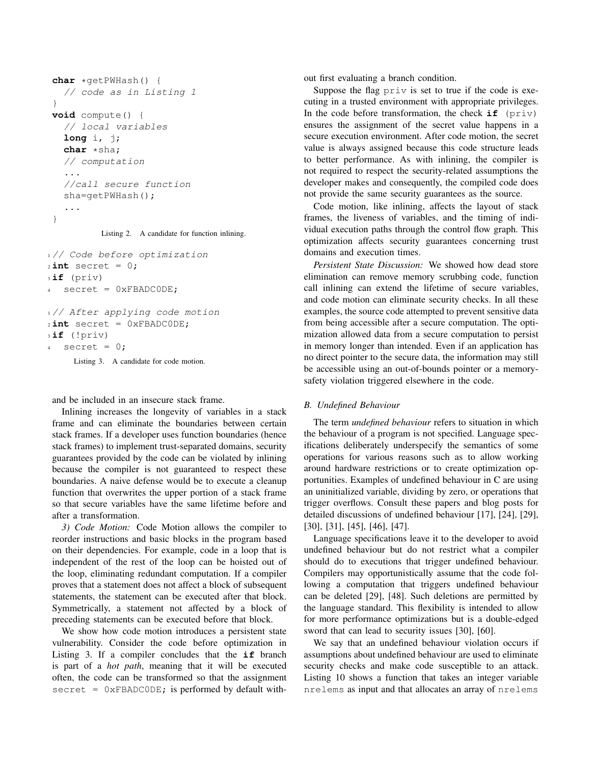```
char *getPWHash() {
  // code as in Listing 1
}
void compute() {
  // local variables
  long i, j;
  char *sha;
  // computation
  ...
  //call secure function
  sha=getPWHash();
  ...
}
```

Listing 2. A candidate for function inlining.

```
1 // Code before optimization
2 int secret = 0;
3 if (priv)
4   secret = 0xFBADC0DE;

1 // After applying code motion
2 int secret = 0xFBADC0DE;
3 if (!priv)
4   secret = 0;
```

Listing 3. A candidate for code motion.

and be included in an insecure stack frame.

Inlining increases the longevity of variables in a stack frame and can eliminate the boundaries between certain stack frames. If a developer uses function boundaries (hence stack frames) to implement trust-separated domains, security guarantees provided by the code can be violated by inlining because the compiler is not guaranteed to respect these boundaries. A naive defense would be to execute a cleanup function that overwrites the upper portion of a stack frame so that secure variables have the same lifetime before and after a transformation.

*3) Code Motion:* Code Motion allows the compiler to reorder instructions and basic blocks in the program based on their dependencies. For example, code in a loop that is independent of the rest of the loop can be hoisted out of the loop, eliminating redundant computation. If a compiler proves that a statement does not affect a block of subsequent statements, the statement can be executed after that block. Symmetrically, a statement not affected by a block of preceding statements can be executed before that block.

We show how code motion introduces a persistent state vulnerability. Consider the code before optimization in Listing 3. If a compiler concludes that the **if** branch is part of a *hot path*, meaning that it will be executed often, the code can be transformed so that the assignment `secret = 0xFBADC0DE;` is performed by default without first evaluating a branch condition.

Suppose the flag `priv` is set to true if the code is executing in a trusted environment with appropriate privileges. In the code before transformation, the check **if** `(priv)` ensures the assignment of the secret value happens in a secure execution environment. After code motion, the secret value is always assigned because this code structure leads to better performance. As with inlining, the compiler is not required to respect the security-related assumptions the developer makes and consequently, the compiled code does not provide the same security guarantees as the source.

Code motion, like inlining, affects the layout of stack frames, the liveness of variables, and the timing of individual execution paths through the control flow graph. This optimization affects security guarantees concerning trust domains and execution times.

*Persistent State Discussion:* We showed how dead store elimination can remove memory scrubbing code, function call inlining can extend the lifetime of secure variables, and code motion can eliminate security checks. In all these examples, the source code attempted to prevent sensitive data from being accessible after a secure computation. The optimization allowed data from a secure computation to persist in memory longer than intended. Even if an application has no direct pointer to the secure data, the information may still be accessible using an out-of-bounds pointer or a memory-safety violation triggered elsewhere in the code.

### *B. Undefined Behaviour*

The term *undefined behaviour* refers to situation in which the behaviour of a program is not specified. Language specifications deliberately underspecify the semantics of some operations for various reasons such as to allow working around hardware restrictions or to create optimization opportunities. Examples of undefined behaviour in C are using an uninitialized variable, dividing by zero, or operations that trigger overflows. Consult these papers and blog posts for detailed discussions of undefined behaviour [17], [24], [29], [30], [31], [45], [46], [47].

Language specifications leave it to the developer to avoid undefined behaviour but do not restrict what a compiler should do to executions that trigger undefined behaviour. Compilers may opportunistically assume that the code following a computation that triggers undefined behaviour can be deleted [29], [48]. Such deletions are permitted by the language standard. This flexibility is intended to allow for more performance optimizations but is a double-edged sword that can lead to security issues [30], [60].

We say that an undefined behaviour violation occurs if assumptions about undefined behaviour are used to eliminate security checks and make code susceptible to an attack. Listing 10 shows a function that takes an integer variable `nrelems` as input and that allocates an array of `nrelems`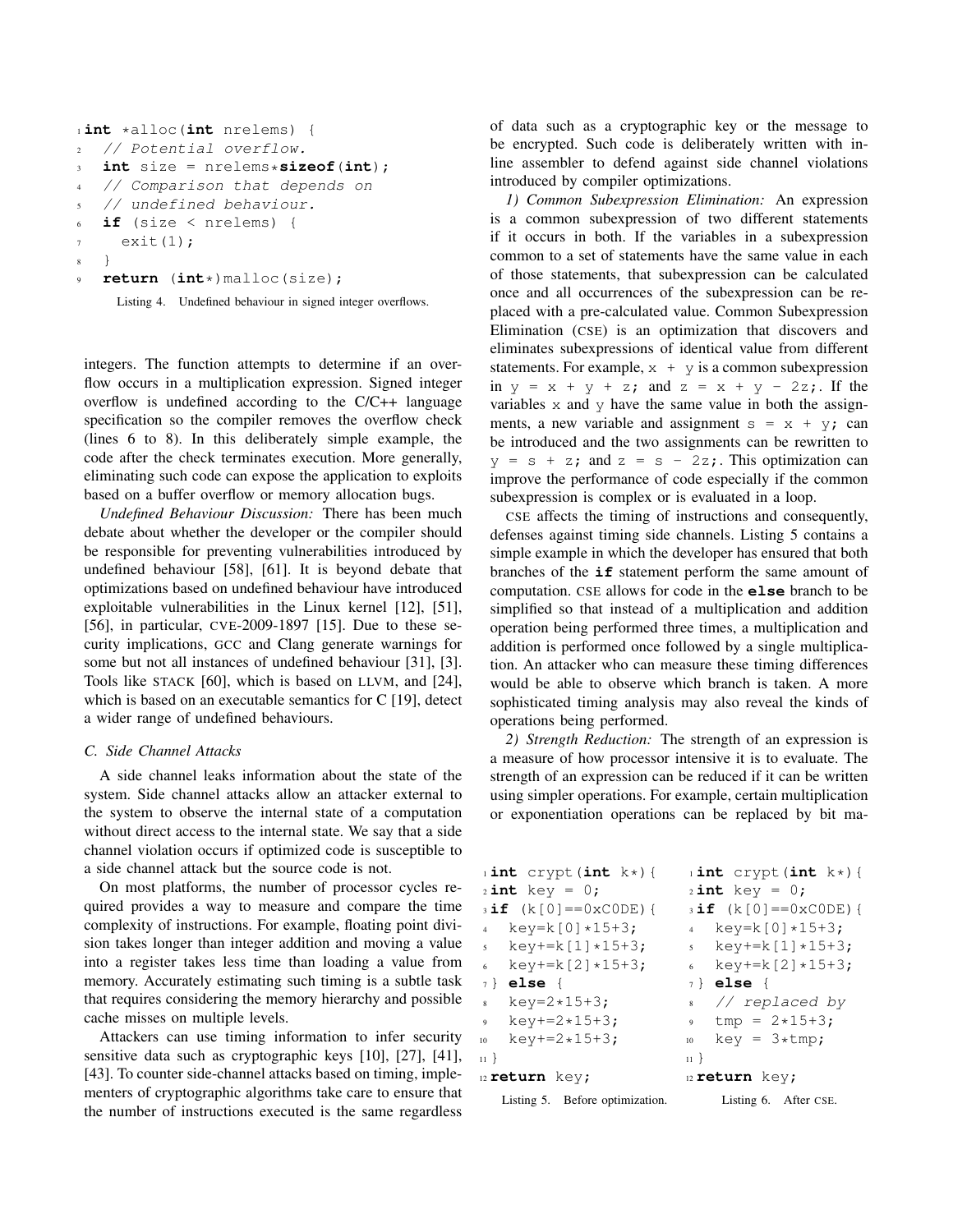```c
int *alloc(int nrelems) {
  // Potential overflow.
  int size = nrelems*sizeof(int);
  // Comparison that depends on
  // undefined behaviour.
  if (size < nrelems) {
    exit(1);
  }
  return (int*)malloc(size);
```

Listing 4. Undefined behaviour in signed integer overflows.

integers. The function attempts to determine if an overflow occurs in a multiplication expression. Signed integer overflow is undefined according to the C/C++ language specification so the compiler removes the overflow check (lines 6 to 8). In this deliberately simple example, the code after the check terminates execution. More generally, eliminating such code can expose the application to exploits based on a buffer overflow or memory allocation bugs.

*Undefined Behaviour Discussion:* There has been much debate about whether the developer or the compiler should be responsible for preventing vulnerabilities introduced by undefined behaviour [58], [61]. It is beyond debate that optimizations based on undefined behaviour have introduced exploitable vulnerabilities in the Linux kernel [12], [51], [56], in particular, CVE-2009-1897 [15]. Due to these security implications, GCC and Clang generate warnings for some but not all instances of undefined behaviour [31], [3]. Tools like STACK [60], which is based on LLVM, and [24], which is based on an executable semantics for C [19], detect a wider range of undefined behaviours.

### C. Side Channel Attacks

A side channel leaks information about the state of the system. Side channel attacks allow an attacker external to the system to observe the internal state of a computation without direct access to the internal state. We say that a side channel violation occurs if optimized code is susceptible to a side channel attack but the source code is not.

On most platforms, the number of processor cycles required provides a way to measure and compare the time complexity of instructions. For example, floating point division takes longer than integer addition and moving a value into a register takes less time than loading a value from memory. Accurately estimating such timing is a subtle task that requires considering the memory hierarchy and possible cache misses on multiple levels.

Attackers can use timing information to infer security sensitive data such as cryptographic keys [10], [27], [41], [43]. To counter side-channel attacks based on timing, implementers of cryptographic algorithms take care to ensure that the number of instructions executed is the same regardless of data such as a cryptographic key or the message to be encrypted. Such code is deliberately written with inline assembler to defend against side channel violations introduced by compiler optimizations.

*1) Common Subexpression Elimination:* An expression is a common subexpression of two different statements if it occurs in both. If the variables in a subexpression common to a set of statements have the same value in each of those statements, that subexpression can be calculated once and all occurrences of the subexpression can be replaced with a pre-calculated value. Common Subexpression Elimination (CSE) is an optimization that discovers and eliminates subexpressions of identical value from different statements. For example, `x + y` is a common subexpression in `y = x + y + z;` and `z = x + y - 2z;`. If the variables `x` and `y` have the same value in both the assignments, a new variable and assignment `s = x + y;` can be introduced and the two assignments can be rewritten to `y = s + z;` and `z = s - 2z;`. This optimization can improve the performance of code especially if the common subexpression is complex or is evaluated in a loop.

CSE affects the timing of instructions and consequently, defenses against timing side channels. Listing 5 contains a simple example in which the developer has ensured that both branches of the **if** statement perform the same amount of computation. CSE allows for code in the **else** branch to be simplified so that instead of a multiplication and addition operation being performed three times, a multiplication and addition is performed once followed by a single multiplication. An attacker who can measure these timing differences would be able to observe which branch is taken. A more sophisticated timing analysis may also reveal the kinds of operations being performed.

*2) Strength Reduction:* The strength of an expression is a measure of how processor intensive it is to evaluate. The strength of an expression can be reduced if it can be written using simpler operations. For example, certain multiplication or exponentiation operations can be replaced by bit ma-

```c
int crypt(int k*){
int key = 0;
if (k[0]==0xC0DE){
  key=k[0]*15+3;
  key+=k[1]*15+3;
  key+=k[2]*15+3;
} else {
  key=2*15+3;
  key+=2*15+3;
  key+=2*15+3;
}
return key;
```

Listing 5. Before optimization.

```c
int crypt(int k*){
int key = 0;
if (k[0]==0xC0DE){
  key=k[0]*15+3;
  key+=k[1]*15+3;
  key+=k[2]*15+3;
} else {
  // replaced by
  tmp = 2*15+3;
  key = 3*tmp;
}
return key;
```

Listing 6. After CSE.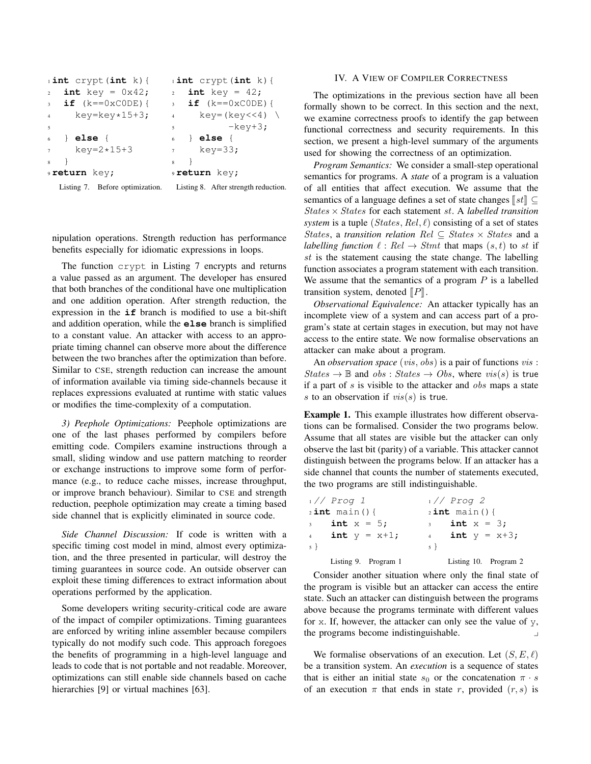```c
int crypt(int k){
  int key = 0x42;
  if (k==0xC0DE){
    key=key*15+3;

  } else {
    key=2*15+3
  }
return key;
```

Listing 7. Before optimization.

```c
int crypt(int k){
  int key = 42;
  if (k==0xC0DE){
    key=(key<<4) \
        -key+3;
  } else {
    key=33;
  }
return key;
```

Listing 8. After strength reduction.

nipulation operations. Strength reduction has performance benefits especially for idiomatic expressions in loops.

The function `crypt` in Listing 7 encrypts and returns a value passed as an argument. The developer has ensured that both branches of the conditional have one multiplication and one addition operation. After strength reduction, the expression in the **if** branch is modified to use a bit-shift and addition operation, while the **else** branch is simplified to a constant value. An attacker with access to an appropriate timing channel can observe more about the difference between the two branches after the optimization than before. Similar to CSE, strength reduction can increase the amount of information available via timing side-channels because it replaces expressions evaluated at runtime with static values or modifies the time-complexity of a computation.

*3) Peephole Optimizations:* Peephole optimizations are one of the last phases performed by compilers before emitting code. Compilers examine instructions through a small, sliding window and use pattern matching to reorder or exchange instructions to improve some form of performance (e.g., to reduce cache misses, increase throughput, or improve branch behaviour). Similar to CSE and strength reduction, peephole optimization may create a timing based side channel that is explicitly eliminated in source code.

*Side Channel Discussion:* If code is written with a specific timing cost model in mind, almost every optimization, and the three presented in particular, will destroy the timing guarantees in source code. An outside observer can exploit these timing differences to extract information about operations performed by the application.

Some developers writing security-critical code are aware of the impact of compiler optimizations. Timing guarantees are enforced by writing inline assembler because compilers typically do not modify such code. This approach foregoes the benefits of programming in a high-level language and leads to code that is not portable and not readable. Moreover, optimizations can still enable side channels based on cache hierarchies [9] or virtual machines [63].

## IV. A View of Compiler Correctness

The optimizations in the previous section have all been formally shown to be correct. In this section and the next, we examine correctness proofs to identify the gap between functional correctness and security requirements. In this section, we present a high-level summary of the arguments used for showing the correctness of an optimization.

*Program Semantics:* We consider a small-step operational semantics for programs. A *state* of a program is a valuation of all entities that affect execution. We assume that the semantics of a language defines a set of state changes $[\![st]\!] \subseteq States \times States$ for each statement $st$. A *labelled transition system* is a tuple $(States, Rel, \ell)$ consisting of a set of states $States$, a *transition relation* $Rel \subseteq States \times States$ and a *labelling function* $\ell : Rel \to Stmt$ that maps $(s, t)$ to $st$ if $st$ is the statement causing the state change. The labelling function associates a program statement with each transition. We assume that the semantics of a program $P$ is a labelled transition system, denoted $[\![P]\!]$.

*Observational Equivalence:* An attacker typically has an incomplete view of a system and can access part of a program's state at certain stages in execution, but may not have access to the entire state. We now formalise observations an attacker can make about a program.

An *observation space* $(vis, obs)$ is a pair of functions $vis : States \to \mathbb{B}$ and $obs : States \to Obs$, where $vis(s)$ is true if a part of $s$ is visible to the attacker and $obs$ maps a state $s$ to an observation if $vis(s)$ is true.

**Example 1.** This example illustrates how different observations can be formalised. Consider the two programs below. Assume that all states are visible but the attacker can only observe the last bit (parity) of a variable. This attacker cannot distinguish between the programs below. If an attacker has a side channel that counts the number of statements executed, the two programs are still indistinguishable.

```c
// Prog 1
int main(){
   int x = 5;
   int y = x+1;
}
```

Listing 9. Program 1

```c
// Prog 2
int main(){
   int x = 3;
   int y = x+3;
}
```

Listing 10. Program 2

Consider another situation where only the final state of the program is visible but an attacker can access the entire state. Such an attacker can distinguish between the programs above because the programs terminate with different values for x. If, however, the attacker can only see the value of y, the programs become indistinguishable. ⌟

We formalise observations of an execution. Let $(S, E, \ell)$ be a transition system. An *execution* is a sequence of states that is either an initial state $s_0$ or the concatenation $\pi \cdot s$ of an execution $\pi$ that ends in state $r$, provided $(r, s)$ is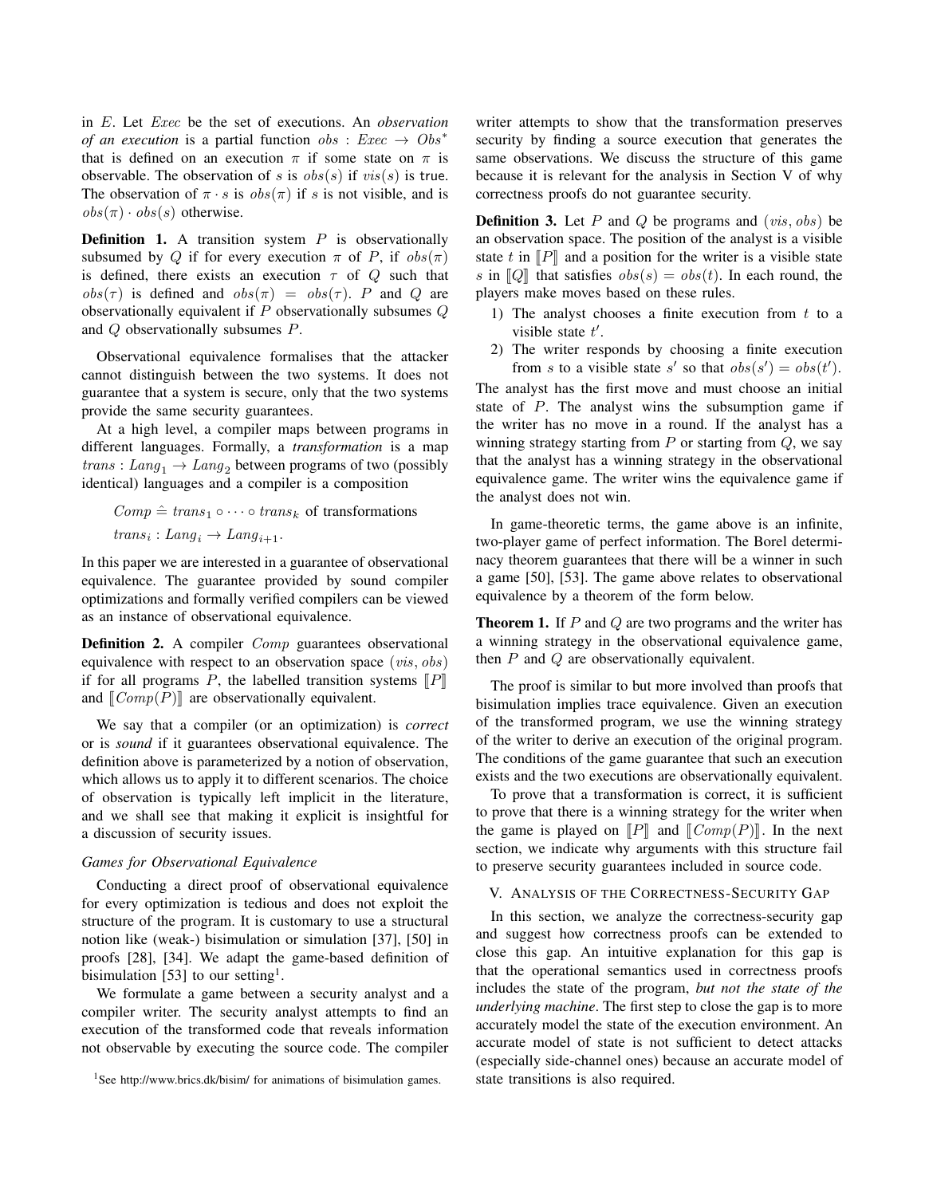in $E$. Let $Exec$ be the set of executions. An *observation of an execution* is a partial function $obs : Exec \rightarrow Obs^*$ that is defined on an execution $\pi$ if some state on $\pi$ is observable. The observation of $s$ is $obs(s)$ if $vis(s)$ is true. The observation of $\pi \cdot s$ is $obs(\pi)$ if $s$ is not visible, and is $obs(\pi) \cdot obs(s)$ otherwise.

**Definition 1.** A transition system $P$ is observationally subsumed by $Q$ if for every execution $\pi$ of $P$, if $obs(\pi)$ is defined, there exists an execution $\tau$ of $Q$ such that $obs(\tau)$ is defined and $obs(\pi) = obs(\tau)$. $P$ and $Q$ are observationally equivalent if $P$ observationally subsumes $Q$ and $Q$ observationally subsumes $P$.

Observational equivalence formalises that the attacker cannot distinguish between the two systems. It does not guarantee that a system is secure, only that the two systems provide the same security guarantees.

At a high level, a compiler maps between programs in different languages. Formally, a *transformation* is a map $trans : Lang_1 \rightarrow Lang_2$ between programs of two (possibly identical) languages and a compiler is a composition

$$Comp \hat{=} trans_1 \circ \cdots \circ trans_k \text{ of transformations}$$
$$trans_i : Lang_i \rightarrow Lang_{i+1}.$$

In this paper we are interested in a guarantee of observational equivalence. The guarantee provided by sound compiler optimizations and formally verified compilers can be viewed as an instance of observational equivalence.

**Definition 2.** A compiler $Comp$ guarantees observational equivalence with respect to an observation space $(vis, obs)$ if for all programs $P$, the labelled transition systems $[\![P]\!]$ and $[\![Comp(P)]\!]$ are observationally equivalent.

We say that a compiler (or an optimization) is *correct* or is *sound* if it guarantees observational equivalence. The definition above is parameterized by a notion of observation, which allows us to apply it to different scenarios. The choice of observation is typically left implicit in the literature, and we shall see that making it explicit is insightful for a discussion of security issues.

### *Games for Observational Equivalence*

Conducting a direct proof of observational equivalence for every optimization is tedious and does not exploit the structure of the program. It is customary to use a structural notion like (weak-) bisimulation or simulation [37], [50] in proofs [28], [34]. We adapt the game-based definition of bisimulation [53] to our setting[1].

We formulate a game between a security analyst and a compiler writer. The security analyst attempts to find an execution of the transformed code that reveals information not observable by executing the source code. The compiler writer attempts to show that the transformation preserves security by finding a source execution that generates the same observations. We discuss the structure of this game because it is relevant for the analysis in Section V of why correctness proofs do not guarantee security.

**Definition 3.** Let $P$ and $Q$ be programs and $(vis, obs)$ be an observation space. The position of the analyst is a visible state $t$ in $[\![P]\!]$ and a position for the writer is a visible state $s$ in $[\![Q]\!]$ that satisfies $obs(s) = obs(t)$. In each round, the players make moves based on these rules.

1) The analyst chooses a finite execution from $t$ to a visible state $t'$.
2) The writer responds by choosing a finite execution from $s$ to a visible state $s'$ so that $obs(s') = obs(t')$.

The analyst has the first move and must choose an initial state of $P$. The analyst wins the subsumption game if the writer has no move in a round. If the analyst has a winning strategy starting from $P$ or starting from $Q$, we say that the analyst has a winning strategy in the observational equivalence game. The writer wins the equivalence game if the analyst does not win.

In game-theoretic terms, the game above is an infinite, two-player game of perfect information. The Borel determinacy theorem guarantees that there will be a winner in such a game [50], [53]. The game above relates to observational equivalence by a theorem of the form below.

**Theorem 1.** If $P$ and $Q$ are two programs and the writer has a winning strategy in the observational equivalence game, then $P$ and $Q$ are observationally equivalent.

The proof is similar to but more involved than proofs that bisimulation implies trace equivalence. Given an execution of the transformed program, we use the winning strategy of the writer to derive an execution of the original program. The conditions of the game guarantee that such an execution exists and the two executions are observationally equivalent.

To prove that a transformation is correct, it is sufficient to prove that there is a winning strategy for the writer when the game is played on $[\![P]\!]$ and $[\![Comp(P)]\!]$. In the next section, we indicate why arguments with this structure fail to preserve security guarantees included in source code.

## V. Analysis of the Correctness-Security Gap

In this section, we analyze the correctness-security gap and suggest how correctness proofs can be extended to close this gap. An intuitive explanation for this gap is that the operational semantics used in correctness proofs includes the state of the program, *but not the state of the underlying machine*. The first step to close the gap is to more accurately model the state of the execution environment. An accurate model of state is not sufficient to detect attacks (especially side-channel ones) because an accurate model of state transitions is also required.

[1]See http://www.brics.dk/bisim/ for animations of bisimulation games.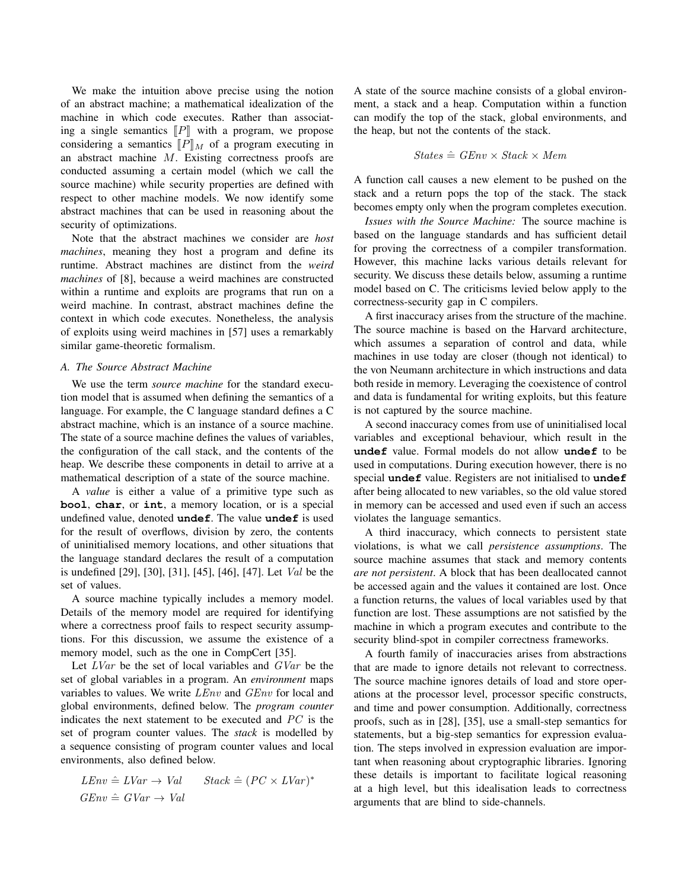We make the intuition above precise using the notion of an abstract machine; a mathematical idealization of the machine in which code executes. Rather than associating a single semantics $[\![P]\!]$ with a program, we propose considering a semantics $[\![P]\!]_M$ of a program executing in an abstract machine $M$. Existing correctness proofs are conducted assuming a certain model (which we call the source machine) while security properties are defined with respect to other machine models. We now identify some abstract machines that can be used in reasoning about the security of optimizations.

Note that the abstract machines we consider are *host machines*, meaning they host a program and define its runtime. Abstract machines are distinct from the *weird machines* of [8], because a weird machines are constructed within a runtime and exploits are programs that run on a weird machine. In contrast, abstract machines define the context in which code executes. Nonetheless, the analysis of exploits using weird machines in [57] uses a remarkably similar game-theoretic formalism.

### A. The Source Abstract Machine

We use the term *source machine* for the standard execution model that is assumed when defining the semantics of a language. For example, the C language standard defines a C abstract machine, which is an instance of a source machine. The state of a source machine defines the values of variables, the configuration of the call stack, and the contents of the heap. We describe these components in detail to arrive at a mathematical description of a state of the source machine.

A *value* is either a value of a primitive type such as **bool**, **char**, or **int**, a memory location, or is a special undefined value, denoted **undef**. The value **undef** is used for the result of overflows, division by zero, the contents of uninitialised memory locations, and other situations that the language standard declares the result of a computation is undefined [29], [30], [31], [45], [46], [47]. Let $Val$ be the set of values.

A source machine typically includes a memory model. Details of the memory model are required for identifying where a correctness proof fails to respect security assumptions. For this discussion, we assume the existence of a memory model, such as the one in CompCert [35].

Let $LVar$ be the set of local variables and $GVar$ be the set of global variables in a program. An *environment* maps variables to values. We write $LEnv$ and $GEnv$ for local and global environments, defined below. The *program counter* indicates the next statement to be executed and $PC$ is the set of program counter values. The *stack* is modelled by a sequence consisting of program counter values and local environments, also defined below.

$$LEnv \mathrel{\hat{=}} LVar \to Val \qquad Stack \mathrel{\hat{=}} (PC \times LVar)^*$$
$$GEnv \mathrel{\hat{=}} GVar \to Val$$

A state of the source machine consists of a global environment, a stack and a heap. Computation within a function can modify the top of the stack, global environments, and the heap, but not the contents of the stack.

$$States \mathrel{\hat{=}} GEnv \times Stack \times Mem$$

A function call causes a new element to be pushed on the stack and a return pops the top of the stack. The stack becomes empty only when the program completes execution.

*Issues with the Source Machine:* The source machine is based on the language standards and has sufficient detail for proving the correctness of a compiler transformation. However, this machine lacks various details relevant for security. We discuss these details below, assuming a runtime model based on C. The criticisms levied below apply to the correctness-security gap in C compilers.

A first inaccuracy arises from the structure of the machine. The source machine is based on the Harvard architecture, which assumes a separation of control and data, while machines in use today are closer (though not identical) to the von Neumann architecture in which instructions and data both reside in memory. Leveraging the coexistence of control and data is fundamental for writing exploits, but this feature is not captured by the source machine.

A second inaccuracy comes from use of uninitialised local variables and exceptional behaviour, which result in the **undef** value. Formal models do not allow **undef** to be used in computations. During execution however, there is no special **undef** value. Registers are not initialised to **undef** after being allocated to new variables, so the old value stored in memory can be accessed and used even if such an access violates the language semantics.

A third inaccuracy, which connects to persistent state violations, is what we call *persistence assumptions*. The source machine assumes that stack and memory contents *are not persistent*. A block that has been deallocated cannot be accessed again and the values it contained are lost. Once a function returns, the values of local variables used by that function are lost. These assumptions are not satisfied by the machine in which a program executes and contribute to the security blind-spot in compiler correctness frameworks.

A fourth family of inaccuracies arises from abstractions that are made to ignore details not relevant to correctness. The source machine ignores details of load and store operations at the processor level, processor specific constructs, and time and power consumption. Additionally, correctness proofs, such as in [28], [35], use a small-step semantics for statements, but a big-step semantics for expression evaluation. The steps involved in expression evaluation are important when reasoning about cryptographic libraries. Ignoring these details is important to facilitate logical reasoning at a high level, but this idealisation leads to correctness arguments that are blind to side-channels.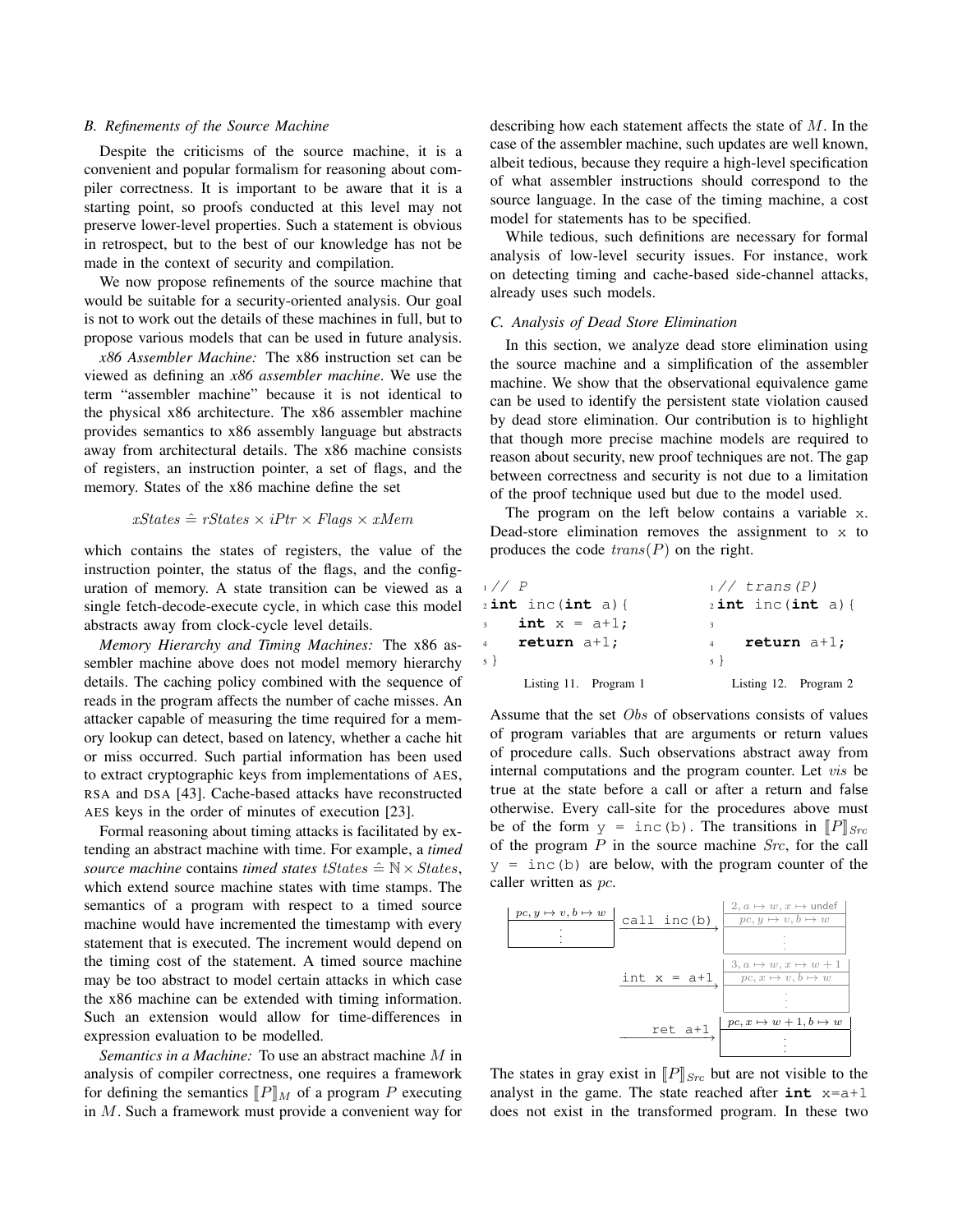### B. Refinements of the Source Machine

Despite the criticisms of the source machine, it is a convenient and popular formalism for reasoning about compiler correctness. It is important to be aware that it is a starting point, so proofs conducted at this level may not preserve lower-level properties. Such a statement is obvious in retrospect, but to the best of our knowledge has not be made in the context of security and compilation.

We now propose refinements of the source machine that would be suitable for a security-oriented analysis. Our goal is not to work out the details of these machines in full, but to propose various models that can be used in future analysis.

*x86 Assembler Machine:* The x86 instruction set can be viewed as defining an *x86 assembler machine*. We use the term "assembler machine" because it is not identical to the physical x86 architecture. The x86 assembler machine provides semantics to x86 assembly language but abstracts away from architectural details. The x86 machine consists of registers, an instruction pointer, a set of flags, and the memory. States of the x86 machine define the set

$$xStates \mathrel{\hat{=}} rStates \times iPtr \times Flags \times xMem$$

which contains the states of registers, the value of the instruction pointer, the status of the flags, and the configuration of memory. A state transition can be viewed as a single fetch-decode-execute cycle, in which case this model abstracts away from clock-cycle level details.

*Memory Hierarchy and Timing Machines:* The x86 assembler machine above does not model memory hierarchy details. The caching policy combined with the sequence of reads in the program affects the number of cache misses. An attacker capable of measuring the time required for a memory lookup can detect, based on latency, whether a cache hit or miss occurred. Such partial information has been used to extract cryptographic keys from implementations of AES, RSA and DSA [43]. Cache-based attacks have reconstructed AES keys in the order of minutes of execution [23].

Formal reasoning about timing attacks is facilitated by extending an abstract machine with time. For example, a *timed source machine* contains *timed states* $tStates \mathrel{\hat{=}} \mathbb{N} \times States$, which extend source machine states with time stamps. The semantics of a program with respect to a timed source machine would have incremented the timestamp with every statement that is executed. The increment would depend on the timing cost of the statement. A timed source machine may be too abstract to model certain attacks in which case the x86 machine can be extended with timing information. Such an extension would allow for time-differences in expression evaluation to be modelled.

*Semantics in a Machine:* To use an abstract machine $M$ in analysis of compiler correctness, one requires a framework for defining the semantics $[\![P]\!]_M$ of a program $P$ executing in $M$. Such a framework must provide a convenient way for describing how each statement affects the state of $M$. In the case of the assembler machine, such updates are well known, albeit tedious, because they require a high-level specification of what assembler instructions should correspond to the source language. In the case of the timing machine, a cost model for statements has to be specified.

While tedious, such definitions are necessary for formal analysis of low-level security issues. For instance, work on detecting timing and cache-based side-channel attacks, already uses such models.

### C. Analysis of Dead Store Elimination

In this section, we analyze dead store elimination using the source machine and a simplification of the assembler machine. We show that the observational equivalence game can be used to identify the persistent state violation caused by dead store elimination. Our contribution is to highlight that though more precise machine models are required to reason about security, new proof techniques are not. The gap between correctness and security is not due to a limitation of the proof technique used but due to the model used.

The program on the left below contains a variable x. Dead-store elimination removes the assignment to x to produces the code $trans(P)$ on the right.

```
1 // P
2 int inc(int a){
3   int x = a+1;
4   return a+1;
5 }
```

Listing 11. Program 1

```
1 // trans(P)
2 int inc(int a){
3
4   return a+1;
5 }
```

Listing 12. Program 2

Assume that the set $Obs$ of observations consists of values of program variables that are arguments or return values of procedure calls. Such observations abstract away from internal computations and the program counter. Let $vis$ be true at the state before a call or after a return and false otherwise. Every call-site for the procedures above must be of the form `y = inc(b)`. The transitions in $[\![P]\!]_{Src}$ of the program $P$ in the source machine $Src$, for the call `y = inc(b)` are below, with the program counter of the caller written as $pc$.

- Initial state: $pc, y \mapsto v, b \mapsto w$
- `call inc(b)` → $2, a \mapsto w, x \mapsto \text{undef}$ / $pc, y \mapsto v, b \mapsto w$
- `int x = a+1` → $3, a \mapsto w, x \mapsto w+1$ / $pc, x \mapsto v, b \mapsto w$
- `ret a+1` → $pc, x \mapsto w+1, b \mapsto w$

The states in gray exist in $[\![P]\!]_{Src}$ but are not visible to the analyst in the game. The state reached after **int** x=a+1 does not exist in the transformed program. In these two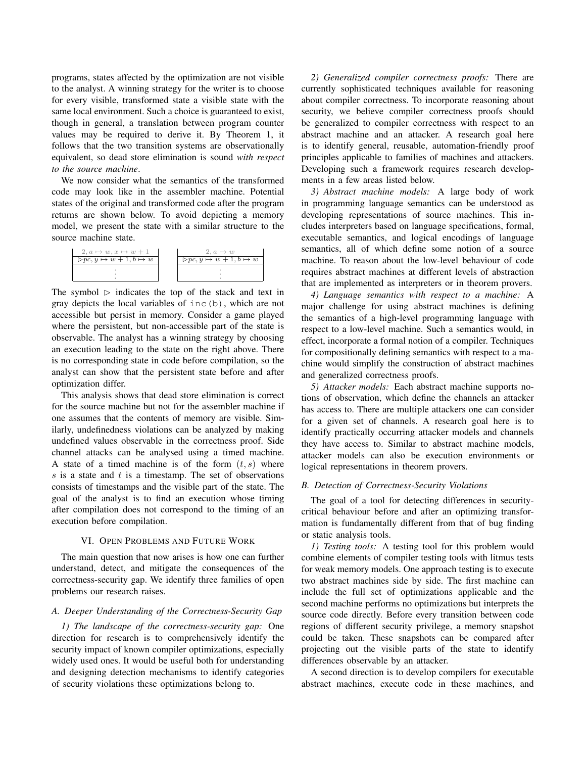programs, states affected by the optimization are not visible to the analyst. A winning strategy for the writer is to choose for every visible, transformed state a visible state with the same local environment. Such a choice is guaranteed to exist, though in general, a translation between program counter values may be required to derive it. By Theorem 1, it follows that the two transition systems are observationally equivalent, so dead store elimination is sound *with respect to the source machine*.

We now consider what the semantics of the transformed code may look like in the assembler machine. Potential states of the original and transformed code after the program returns are shown below. To avoid depicting a memory model, we present the state with a similar structure to the source machine state.

| $2, a \mapsto w, x \mapsto w+1$ |
|---|
| $\triangleright pc, y \mapsto w+1, b \mapsto w$ |
| $\vdots$ |

| $2, a \mapsto w$ |
|---|
| $\triangleright pc, y \mapsto w+1, b \mapsto w$ |
| $\vdots$ |

The symbol $\triangleright$ indicates the top of the stack and text in gray depicts the local variables of `inc(b)`, which are not accessible but persist in memory. Consider a game played where the persistent, but non-accessible part of the state is observable. The analyst has a winning strategy by choosing an execution leading to the state on the right above. There is no corresponding state in code before compilation, so the analyst can show that the persistent state before and after optimization differ.

This analysis shows that dead store elimination is correct for the source machine but not for the assembler machine if one assumes that the contents of memory are visible. Similarly, undefinedness violations can be analyzed by making undefined values observable in the correctness proof. Side channel attacks can be analysed using a timed machine. A state of a timed machine is of the form $(t, s)$ where $s$ is a state and $t$ is a timestamp. The set of observations consists of timestamps and the visible part of the state. The goal of the analyst is to find an execution whose timing after compilation does not correspond to the timing of an execution before compilation.

## VI. Open Problems and Future Work

The main question that now arises is how one can further understand, detect, and mitigate the consequences of the correctness-security gap. We identify three families of open problems our research raises.

### A. Deeper Understanding of the Correctness-Security Gap

*1) The landscape of the correctness-security gap:* One direction for research is to comprehensively identify the security impact of known compiler optimizations, especially widely used ones. It would be useful both for understanding and designing detection mechanisms to identify categories of security violations these optimizations belong to.

*2) Generalized compiler correctness proofs:* There are currently sophisticated techniques available for reasoning about compiler correctness. To incorporate reasoning about security, we believe compiler correctness proofs should be generalized to compiler correctness with respect to an abstract machine and an attacker. A research goal here is to identify general, reusable, automation-friendly proof principles applicable to families of machines and attackers. Developing such a framework requires research developments in a few areas listed below.

*3) Abstract machine models:* A large body of work in programming language semantics can be understood as developing representations of source machines. This includes interpreters based on language specifications, formal, executable semantics, and logical encodings of language semantics, all of which define some notion of a source machine. To reason about the low-level behaviour of code requires abstract machines at different levels of abstraction that are implemented as interpreters or in theorem provers.

*4) Language semantics with respect to a machine:* A major challenge for using abstract machines is defining the semantics of a high-level programming language with respect to a low-level machine. Such a semantics would, in effect, incorporate a formal notion of a compiler. Techniques for compositionally defining semantics with respect to a machine would simplify the construction of abstract machines and generalized correctness proofs.

*5) Attacker models:* Each abstract machine supports notions of observation, which define the channels an attacker has access to. There are multiple attackers one can consider for a given set of channels. A research goal here is to identify practically occurring attacker models and channels they have access to. Similar to abstract machine models, attacker models can also be execution environments or logical representations in theorem provers.

### B. Detection of Correctness-Security Violations

The goal of a tool for detecting differences in security-critical behaviour before and after an optimizing transformation is fundamentally different from that of bug finding or static analysis tools.

*1) Testing tools:* A testing tool for this problem would combine elements of compiler testing tools with litmus tests for weak memory models. One approach testing is to execute two abstract machines side by side. The first machine can include the full set of optimizations applicable and the second machine performs no optimizations but interprets the source code directly. Before every transition between code regions of different security privilege, a memory snapshot could be taken. These snapshots can be compared after projecting out the visible parts of the state to identify differences observable by an attacker.

A second direction is to develop compilers for executable abstract machines, execute code in these machines, and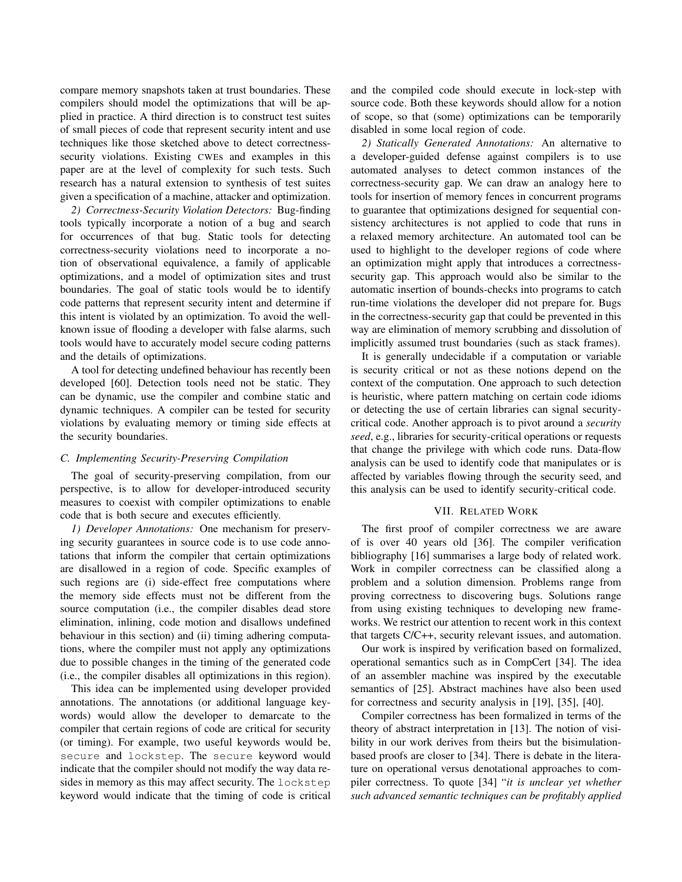compare memory snapshots taken at trust boundaries. These compilers should model the optimizations that will be applied in practice. A third direction is to construct test suites of small pieces of code that represent security intent and use techniques like those sketched above to detect correctness-security violations. Existing CWEs and examples in this paper are at the level of complexity for such tests. Such research has a natural extension to synthesis of test suites given a specification of a machine, attacker and optimization.

*2) Correctness-Security Violation Detectors:* Bug-finding tools typically incorporate a notion of a bug and search for occurrences of that bug. Static tools for detecting correctness-security violations need to incorporate a notion of observational equivalence, a family of applicable optimizations, and a model of optimization sites and trust boundaries. The goal of static tools would be to identify code patterns that represent security intent and determine if this intent is violated by an optimization. To avoid the well-known issue of flooding a developer with false alarms, such tools would have to accurately model secure coding patterns and the details of optimizations.

A tool for detecting undefined behaviour has recently been developed [60]. Detection tools need not be static. They can be dynamic, use the compiler and combine static and dynamic techniques. A compiler can be tested for security violations by evaluating memory or timing side effects at the security boundaries.

### C. Implementing Security-Preserving Compilation

The goal of security-preserving compilation, from our perspective, is to allow for developer-introduced security measures to coexist with compiler optimizations to enable code that is both secure and executes efficiently.

*1) Developer Annotations:* One mechanism for preserving security guarantees in source code is to use code annotations that inform the compiler that certain optimizations are disallowed in a region of code. Specific examples of such regions are (i) side-effect free computations where the memory side effects must not be different from the source computation (i.e., the compiler disables dead store elimination, inlining, code motion and disallows undefined behaviour in this section) and (ii) timing adhering computations, where the compiler must not apply any optimizations due to possible changes in the timing of the generated code (i.e., the compiler disables all optimizations in this region).

This idea can be implemented using developer provided annotations. The annotations (or additional language keywords) would allow the developer to demarcate to the compiler that certain regions of code are critical for security (or timing). For example, two useful keywords would be, `secure` and `lockstep`. The `secure` keyword would indicate that the compiler should not modify the way data resides in memory as this may affect security. The `lockstep` keyword would indicate that the timing of code is critical and the compiled code should execute in lock-step with source code. Both these keywords should allow for a notion of scope, so that (some) optimizations can be temporarily disabled in some local region of code.

*2) Statically Generated Annotations:* An alternative to a developer-guided defense against compilers is to use automated analyses to detect common instances of the correctness-security gap. We can draw an analogy here to tools for insertion of memory fences in concurrent programs to guarantee that optimizations designed for sequential consistency architectures is not applied to code that runs in a relaxed memory architecture. An automated tool can be used to highlight to the developer regions of code where an optimization might apply that introduces a correctness-security gap. This approach would also be similar to the automatic insertion of bounds-checks into programs to catch run-time violations the developer did not prepare for. Bugs in the correctness-security gap that could be prevented in this way are elimination of memory scrubbing and dissolution of implicitly assumed trust boundaries (such as stack frames).

It is generally undecidable if a computation or variable is security critical or not as these notions depend on the context of the computation. One approach to such detection is heuristic, where pattern matching on certain code idioms or detecting the use of certain libraries can signal security-critical code. Another approach is to pivot around a *security seed*, e.g., libraries for security-critical operations or requests that change the privilege with which code runs. Data-flow analysis can be used to identify code that manipulates or is affected by variables flowing through the security seed, and this analysis can be used to identify security-critical code.

## VII. Related Work

The first proof of compiler correctness we are aware of is over 40 years old [36]. The compiler verification bibliography [16] summarises a large body of related work. Work in compiler correctness can be classified along a problem and a solution dimension. Problems range from proving correctness to discovering bugs. Solutions range from using existing techniques to developing new frameworks. We restrict our attention to recent work in this context that targets C/C++, security relevant issues, and automation.

Our work is inspired by verification based on formalized, operational semantics such as in CompCert [34]. The idea of an assembler machine was inspired by the executable semantics of [25]. Abstract machines have also been used for correctness and security analysis in [19], [35], [40].

Compiler correctness has been formalized in terms of the theory of abstract interpretation in [13]. The notion of visibility in our work derives from theirs but the bisimulation-based proofs are closer to [34]. There is debate in the literature on operational versus denotational approaches to compiler correctness. To quote [34] "*it is unclear yet whether such advanced semantic techniques can be profitably applied*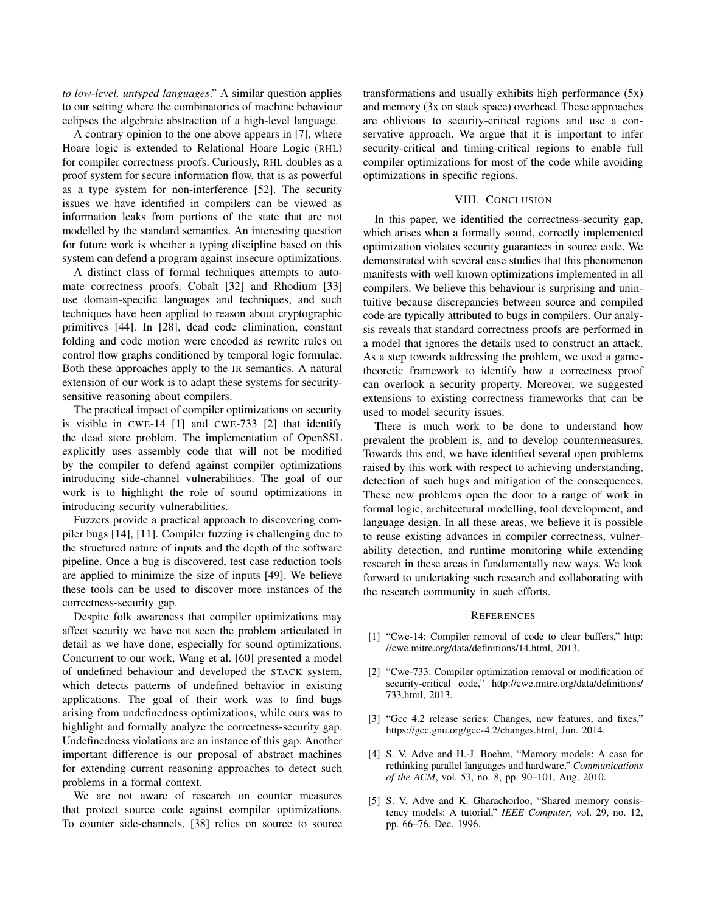*to low-level, untyped languages*." A similar question applies to our setting where the combinatorics of machine behaviour eclipses the algebraic abstraction of a high-level language.

A contrary opinion to the one above appears in [7], where Hoare logic is extended to Relational Hoare Logic (RHL) for compiler correctness proofs. Curiously, RHL doubles as a proof system for secure information flow, that is as powerful as a type system for non-interference [52]. The security issues we have identified in compilers can be viewed as information leaks from portions of the state that are not modelled by the standard semantics. An interesting question for future work is whether a typing discipline based on this system can defend a program against insecure optimizations.

A distinct class of formal techniques attempts to automate correctness proofs. Cobalt [32] and Rhodium [33] use domain-specific languages and techniques, and such techniques have been applied to reason about cryptographic primitives [44]. In [28], dead code elimination, constant folding and code motion were encoded as rewrite rules on control flow graphs conditioned by temporal logic formulae. Both these approaches apply to the IR semantics. A natural extension of our work is to adapt these systems for security-sensitive reasoning about compilers.

The practical impact of compiler optimizations on security is visible in CWE-14 [1] and CWE-733 [2] that identify the dead store problem. The implementation of OpenSSL explicitly uses assembly code that will not be modified by the compiler to defend against compiler optimizations introducing side-channel vulnerabilities. The goal of our work is to highlight the role of sound optimizations in introducing security vulnerabilities.

Fuzzers provide a practical approach to discovering compiler bugs [14], [11]. Compiler fuzzing is challenging due to the structured nature of inputs and the depth of the software pipeline. Once a bug is discovered, test case reduction tools are applied to minimize the size of inputs [49]. We believe these tools can be used to discover more instances of the correctness-security gap.

Despite folk awareness that compiler optimizations may affect security we have not seen the problem articulated in detail as we have done, especially for sound optimizations. Concurrent to our work, Wang et al. [60] presented a model of undefined behaviour and developed the STACK system, which detects patterns of undefined behavior in existing applications. The goal of their work was to find bugs arising from undefinedness optimizations, while ours was to highlight and formally analyze the correctness-security gap. Undefinedness violations are an instance of this gap. Another important difference is our proposal of abstract machines for extending current reasoning approaches to detect such problems in a formal context.

We are not aware of research on counter measures that protect source code against compiler optimizations. To counter side-channels, [38] relies on source to source transformations and usually exhibits high performance (5x) and memory (3x on stack space) overhead. These approaches are oblivious to security-critical regions and use a conservative approach. We argue that it is important to infer security-critical and timing-critical regions to enable full compiler optimizations for most of the code while avoiding optimizations in specific regions.

## VIII. Conclusion

In this paper, we identified the correctness-security gap, which arises when a formally sound, correctly implemented optimization violates security guarantees in source code. We demonstrated with several case studies that this phenomenon manifests with well known optimizations implemented in all compilers. We believe this behaviour is surprising and unintuitive because discrepancies between source and compiled code are typically attributed to bugs in compilers. Our analysis reveals that standard correctness proofs are performed in a model that ignores the details used to construct an attack. As a step towards addressing the problem, we used a game-theoretic framework to identify how a correctness proof can overlook a security property. Moreover, we suggested extensions to existing correctness frameworks that can be used to model security issues.

There is much work to be done to understand how prevalent the problem is, and to develop countermeasures. Towards this end, we have identified several open problems raised by this work with respect to achieving understanding, detection of such bugs and mitigation of the consequences. These new problems open the door to a range of work in formal logic, architectural modelling, tool development, and language design. In all these areas, we believe it is possible to reuse existing advances in compiler correctness, vulnerability detection, and runtime monitoring while extending research in these areas in fundamentally new ways. We look forward to undertaking such research and collaborating with the research community in such efforts.

## References

[1] "Cwe-14: Compiler removal of code to clear buffers," http://cwe.mitre.org/data/definitions/14.html, 2013.

[2] "Cwe-733: Compiler optimization removal or modification of security-critical code," http://cwe.mitre.org/data/definitions/733.html, 2013.

[3] "Gcc 4.2 release series: Changes, new features, and fixes," https://gcc.gnu.org/gcc-4.2/changes.html, Jun. 2014.

[4] S. V. Adve and H.-J. Boehm, "Memory models: A case for rethinking parallel languages and hardware," *Communications of the ACM*, vol. 53, no. 8, pp. 90–101, Aug. 2010.

[5] S. V. Adve and K. Gharachorloo, "Shared memory consistency models: A tutorial," *IEEE Computer*, vol. 29, no. 12, pp. 66–76, Dec. 1996.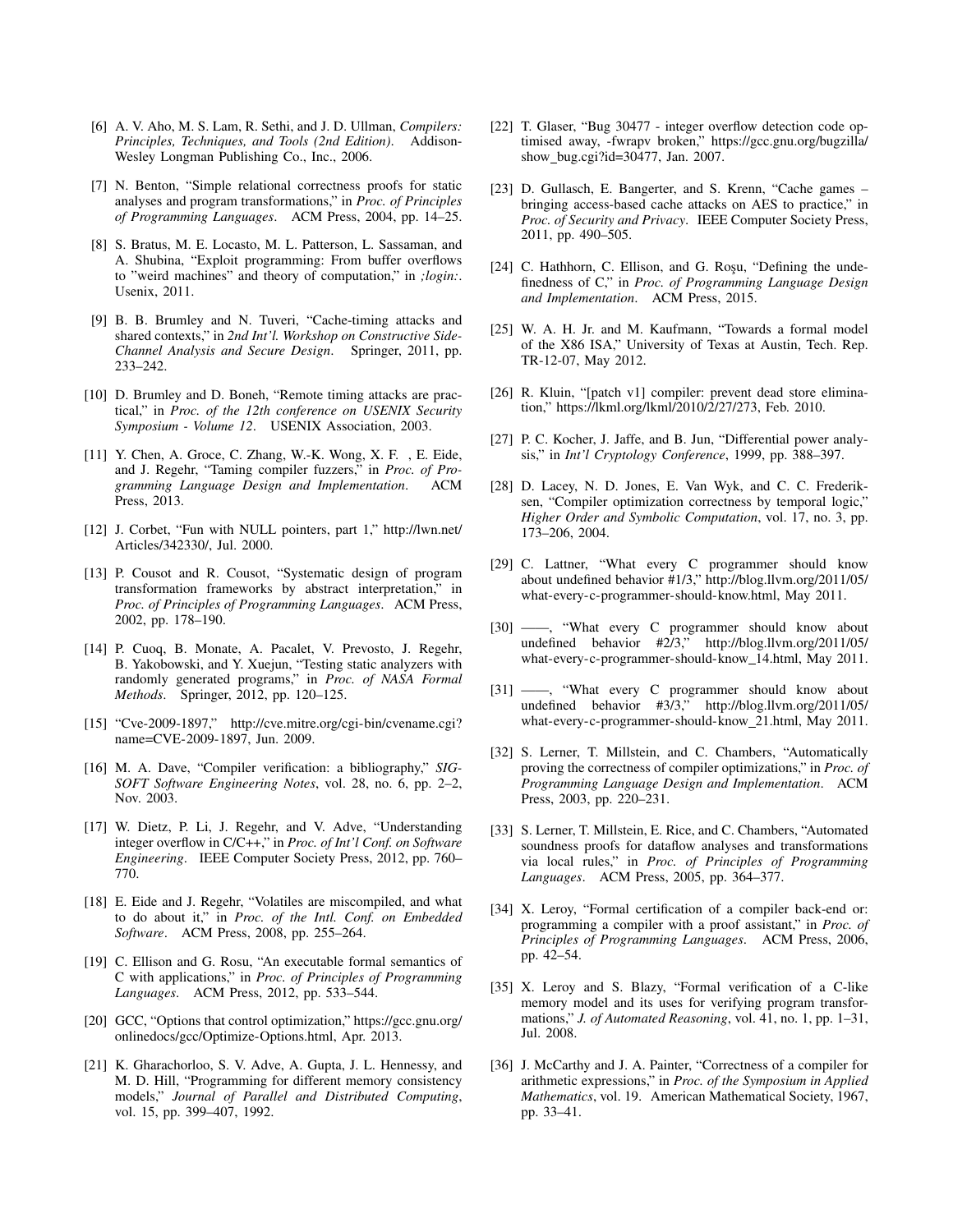[6] A. V. Aho, M. S. Lam, R. Sethi, and J. D. Ullman, *Compilers: Principles, Techniques, and Tools (2nd Edition)*. Addison-Wesley Longman Publishing Co., Inc., 2006.

[7] N. Benton, "Simple relational correctness proofs for static analyses and program transformations," in *Proc. of Principles of Programming Languages*. ACM Press, 2004, pp. 14–25.

[8] S. Bratus, M. E. Locasto, M. L. Patterson, L. Sassaman, and A. Shubina, "Exploit programming: From buffer overflows to "weird machines" and theory of computation," in *;login:*. Usenix, 2011.

[9] B. B. Brumley and N. Tuveri, "Cache-timing attacks and shared contexts," in *2nd Int'l. Workshop on Constructive Side-Channel Analysis and Secure Design*. Springer, 2011, pp. 233–242.

[10] D. Brumley and D. Boneh, "Remote timing attacks are practical," in *Proc. of the 12th conference on USENIX Security Symposium - Volume 12*. USENIX Association, 2003.

[11] Y. Chen, A. Groce, C. Zhang, W.-K. Wong, X. F. , E. Eide, and J. Regehr, "Taming compiler fuzzers," in *Proc. of Programming Language Design and Implementation*. ACM Press, 2013.

[12] J. Corbet, "Fun with NULL pointers, part 1," http://lwn.net/Articles/342330/, Jul. 2000.

[13] P. Cousot and R. Cousot, "Systematic design of program transformation frameworks by abstract interpretation," in *Proc. of Principles of Programming Languages*. ACM Press, 2002, pp. 178–190.

[14] P. Cuoq, B. Monate, A. Pacalet, V. Prevosto, J. Regehr, B. Yakobowski, and Y. Xuejun, "Testing static analyzers with randomly generated programs," in *Proc. of NASA Formal Methods*. Springer, 2012, pp. 120–125.

[15] "Cve-2009-1897," http://cve.mitre.org/cgi-bin/cvename.cgi?name=CVE-2009-1897, Jun. 2009.

[16] M. A. Dave, "Compiler verification: a bibliography," *SIGSOFT Software Engineering Notes*, vol. 28, no. 6, pp. 2–2, Nov. 2003.

[17] W. Dietz, P. Li, J. Regehr, and V. Adve, "Understanding integer overflow in C/C++," in *Proc. of Int'l Conf. on Software Engineering*. IEEE Computer Society Press, 2012, pp. 760–770.

[18] E. Eide and J. Regehr, "Volatiles are miscompiled, and what to do about it," in *Proc. of the Intl. Conf. on Embedded Software*. ACM Press, 2008, pp. 255–264.

[19] C. Ellison and G. Rosu, "An executable formal semantics of C with applications," in *Proc. of Principles of Programming Languages*. ACM Press, 2012, pp. 533–544.

[20] GCC, "Options that control optimization," https://gcc.gnu.org/onlinedocs/gcc/Optimize-Options.html, Apr. 2013.

[21] K. Gharachorloo, S. V. Adve, A. Gupta, J. L. Hennessy, and M. D. Hill, "Programming for different memory consistency models," *Journal of Parallel and Distributed Computing*, vol. 15, pp. 399–407, 1992.

[22] T. Glaser, "Bug 30477 - integer overflow detection code optimised away, -fwrapv broken," https://gcc.gnu.org/bugzilla/show_bug.cgi?id=30477, Jan. 2007.

[23] D. Gullasch, E. Bangerter, and S. Krenn, "Cache games – bringing access-based cache attacks on AES to practice," in *Proc. of Security and Privacy*. IEEE Computer Society Press, 2011, pp. 490–505.

[24] C. Hathhorn, C. Ellison, and G. Roşu, "Defining the undefinedness of C," in *Proc. of Programming Language Design and Implementation*. ACM Press, 2015.

[25] W. A. H. Jr. and M. Kaufmann, "Towards a formal model of the X86 ISA," University of Texas at Austin, Tech. Rep. TR-12-07, May 2012.

[26] R. Kluin, "[patch v1] compiler: prevent dead store elimination," https://lkml.org/lkml/2010/2/27/273, Feb. 2010.

[27] P. C. Kocher, J. Jaffe, and B. Jun, "Differential power analysis," in *Int'l Cryptology Conference*, 1999, pp. 388–397.

[28] D. Lacey, N. D. Jones, E. Van Wyk, and C. C. Frederiksen, "Compiler optimization correctness by temporal logic," *Higher Order and Symbolic Computation*, vol. 17, no. 3, pp. 173–206, 2004.

[29] C. Lattner, "What every C programmer should know about undefined behavior #1/3," http://blog.llvm.org/2011/05/what-every-c-programmer-should-know.html, May 2011.

[30] ——, "What every C programmer should know about undefined behavior #2/3," http://blog.llvm.org/2011/05/what-every-c-programmer-should-know_14.html, May 2011.

[31] ——, "What every C programmer should know about undefined behavior #3/3," http://blog.llvm.org/2011/05/what-every-c-programmer-should-know_21.html, May 2011.

[32] S. Lerner, T. Millstein, and C. Chambers, "Automatically proving the correctness of compiler optimizations," in *Proc. of Programming Language Design and Implementation*. ACM Press, 2003, pp. 220–231.

[33] S. Lerner, T. Millstein, E. Rice, and C. Chambers, "Automated soundness proofs for dataflow analyses and transformations via local rules," in *Proc. of Principles of Programming Languages*. ACM Press, 2005, pp. 364–377.

[34] X. Leroy, "Formal certification of a compiler back-end or: programming a compiler with a proof assistant," in *Proc. of Principles of Programming Languages*. ACM Press, 2006, pp. 42–54.

[35] X. Leroy and S. Blazy, "Formal verification of a C-like memory model and its uses for verifying program transformations," *J. of Automated Reasoning*, vol. 41, no. 1, pp. 1–31, Jul. 2008.

[36] J. McCarthy and J. A. Painter, "Correctness of a compiler for arithmetic expressions," in *Proc. of the Symposium in Applied Mathematics*, vol. 19. American Mathematical Society, 1967, pp. 33–41.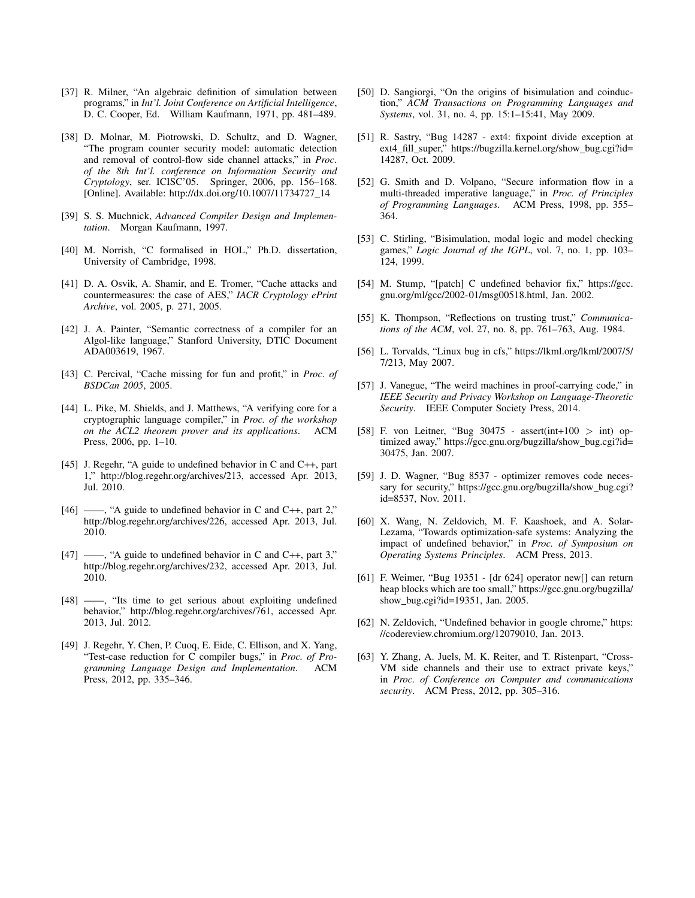[37] R. Milner, "An algebraic definition of simulation between programs," in *Int'l. Joint Conference on Artificial Intelligence*, D. C. Cooper, Ed. William Kaufmann, 1971, pp. 481–489.

[38] D. Molnar, M. Piotrowski, D. Schultz, and D. Wagner, "The program counter security model: automatic detection and removal of control-flow side channel attacks," in *Proc. of the 8th Int'l. conference on Information Security and Cryptology*, ser. ICISC'05. Springer, 2006, pp. 156–168. [Online]. Available: http://dx.doi.org/10.1007/11734727_14

[39] S. S. Muchnick, *Advanced Compiler Design and Implementation*. Morgan Kaufmann, 1997.

[40] M. Norrish, "C formalised in HOL," Ph.D. dissertation, University of Cambridge, 1998.

[41] D. A. Osvik, A. Shamir, and E. Tromer, "Cache attacks and countermeasures: the case of AES," *IACR Cryptology ePrint Archive*, vol. 2005, p. 271, 2005.

[42] J. A. Painter, "Semantic correctness of a compiler for an Algol-like language," Stanford University, DTIC Document ADA003619, 1967.

[43] C. Percival, "Cache missing for fun and profit," in *Proc. of BSDCan 2005*, 2005.

[44] L. Pike, M. Shields, and J. Matthews, "A verifying core for a cryptographic language compiler," in *Proc. of the workshop on the ACL2 theorem prover and its applications*. ACM Press, 2006, pp. 1–10.

[45] J. Regehr, "A guide to undefined behavior in C and C++, part 1," http://blog.regehr.org/archives/213, accessed Apr. 2013, Jul. 2010.

[46] ——, "A guide to undefined behavior in C and C++, part 2," http://blog.regehr.org/archives/226, accessed Apr. 2013, Jul. 2010.

[47] ——, "A guide to undefined behavior in C and C++, part 3," http://blog.regehr.org/archives/232, accessed Apr. 2013, Jul. 2010.

[48] ——, "Its time to get serious about exploiting undefined behavior," http://blog.regehr.org/archives/761, accessed Apr. 2013, Jul. 2012.

[49] J. Regehr, Y. Chen, P. Cuoq, E. Eide, C. Ellison, and X. Yang, "Test-case reduction for C compiler bugs," in *Proc. of Programming Language Design and Implementation*. ACM Press, 2012, pp. 335–346.

[50] D. Sangiorgi, "On the origins of bisimulation and coinduction," *ACM Transactions on Programming Languages and Systems*, vol. 31, no. 4, pp. 15:1–15:41, May 2009.

[51] R. Sastry, "Bug 14287 - ext4: fixpoint divide exception at ext4_fill_super," https://bugzilla.kernel.org/show_bug.cgi?id=14287, Oct. 2009.

[52] G. Smith and D. Volpano, "Secure information flow in a multi-threaded imperative language," in *Proc. of Principles of Programming Languages*. ACM Press, 1998, pp. 355–364.

[53] C. Stirling, "Bisimulation, modal logic and model checking games," *Logic Journal of the IGPL*, vol. 7, no. 1, pp. 103–124, 1999.

[54] M. Stump, "[patch] C undefined behavior fix," https://gcc.gnu.org/ml/gcc/2002-01/msg00518.html, Jan. 2002.

[55] K. Thompson, "Reflections on trusting trust," *Communications of the ACM*, vol. 27, no. 8, pp. 761–763, Aug. 1984.

[56] L. Torvalds, "Linux bug in cfs," https://lkml.org/lkml/2007/5/7/213, May 2007.

[57] J. Vanegue, "The weird machines in proof-carrying code," in *IEEE Security and Privacy Workshop on Language-Theoretic Security*. IEEE Computer Society Press, 2014.

[58] F. von Leitner, "Bug 30475 - assert(int+100 > int) optimized away," https://gcc.gnu.org/bugzilla/show_bug.cgi?id=30475, Jan. 2007.

[59] J. D. Wagner, "Bug 8537 - optimizer removes code necessary for security," https://gcc.gnu.org/bugzilla/show_bug.cgi?id=8537, Nov. 2011.

[60] X. Wang, N. Zeldovich, M. F. Kaashoek, and A. Solar-Lezama, "Towards optimization-safe systems: Analyzing the impact of undefined behavior," in *Proc. of Symposium on Operating Systems Principles*. ACM Press, 2013.

[61] F. Weimer, "Bug 19351 - [dr 624] operator new[] can return heap blocks which are too small," https://gcc.gnu.org/bugzilla/show_bug.cgi?id=19351, Jan. 2005.

[62] N. Zeldovich, "Undefined behavior in google chrome," https://codereview.chromium.org/12079010, Jan. 2013.

[63] Y. Zhang, A. Juels, M. K. Reiter, and T. Ristenpart, "Cross-VM side channels and their use to extract private keys," in *Proc. of Conference on Computer and communications security*. ACM Press, 2012, pp. 305–316.